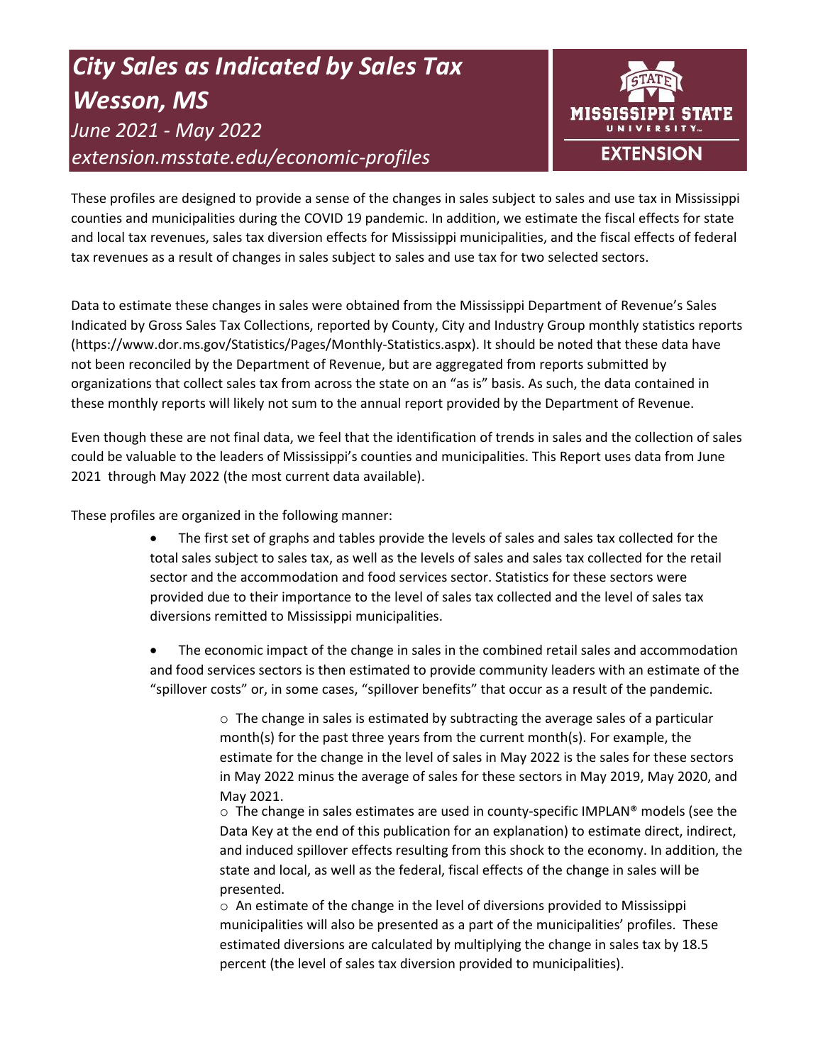# *City Sales as Indicated by Sales Tax Wesson, MS*

*June 2021 - May 2022*

*extension.msstate.edu/economic-profiles*

MISSISSIPPI STATE UNIVERSITY EXTENSION

These profiles are designed to provide a sense of the changes in sales subject to sales and use tax in Mississippi counties and municipalities during the COVID 19 pandemic. In addition, we estimate the fiscal effects for state and local tax revenues, sales tax diversion effects for Mississippi municipalities, and the fiscal effects of federal tax revenues as a result of changes in sales subject to sales and use tax for two selected sectors.

Data to estimate these changes in sales were obtained from the Mississippi Department of Revenue's Sales Indicated by Gross Sales Tax Collections, reported by County, City and Industry Group monthly statistics reports (https://www.dor.ms.gov/Statistics/Pages/Monthly-Statistics.aspx). It should be noted that these data have not been reconciled by the Department of Revenue, but are aggregated from reports submitted by organizations that collect sales tax from across the state on an "as is" basis. As such, the data contained in these monthly reports will likely not sum to the annual report provided by the Department of Revenue.

Even though these are not final data, we feel that the identification of trends in sales and the collection of sales could be valuable to the leaders of Mississippi's counties and municipalities. This Report uses data from June 2021 through May 2022 (the most current data available).

These profiles are organized in the following manner:

- The first set of graphs and tables provide the levels of sales and sales tax collected for the total sales subject to sales tax, as well as the levels of sales and sales tax collected for the retail sector and the accommodation and food services sector. Statistics for these sectors were provided due to their importance to the level of sales tax collected and the level of sales tax diversions remitted to Mississippi municipalities.
- The economic impact of the change in sales in the combined retail sales and accommodation and food services sectors is then estimated to provide community leaders with an estimate of the "spillover costs" or, in some cases, "spillover benefits" that occur as a result of the pandemic.
    - The change in sales is estimated by subtracting the average sales of a particular month(s) for the past three years from the current month(s). For example, the estimate for the change in the level of sales in May 2022 is the sales for these sectors in May 2022 minus the average of sales for these sectors in May 2019, May 2020, and May 2021.
    - The change in sales estimates are used in county-specific IMPLAN® models (see the Data Key at the end of this publication for an explanation) to estimate direct, indirect, and induced spillover effects resulting from this shock to the economy. In addition, the state and local, as well as the federal, fiscal effects of the change in sales will be presented.
    - An estimate of the change in the level of diversions provided to Mississippi municipalities will also be presented as a part of the municipalities' profiles. These estimated diversions are calculated by multiplying the change in sales tax by 18.5 percent (the level of sales tax diversion provided to municipalities).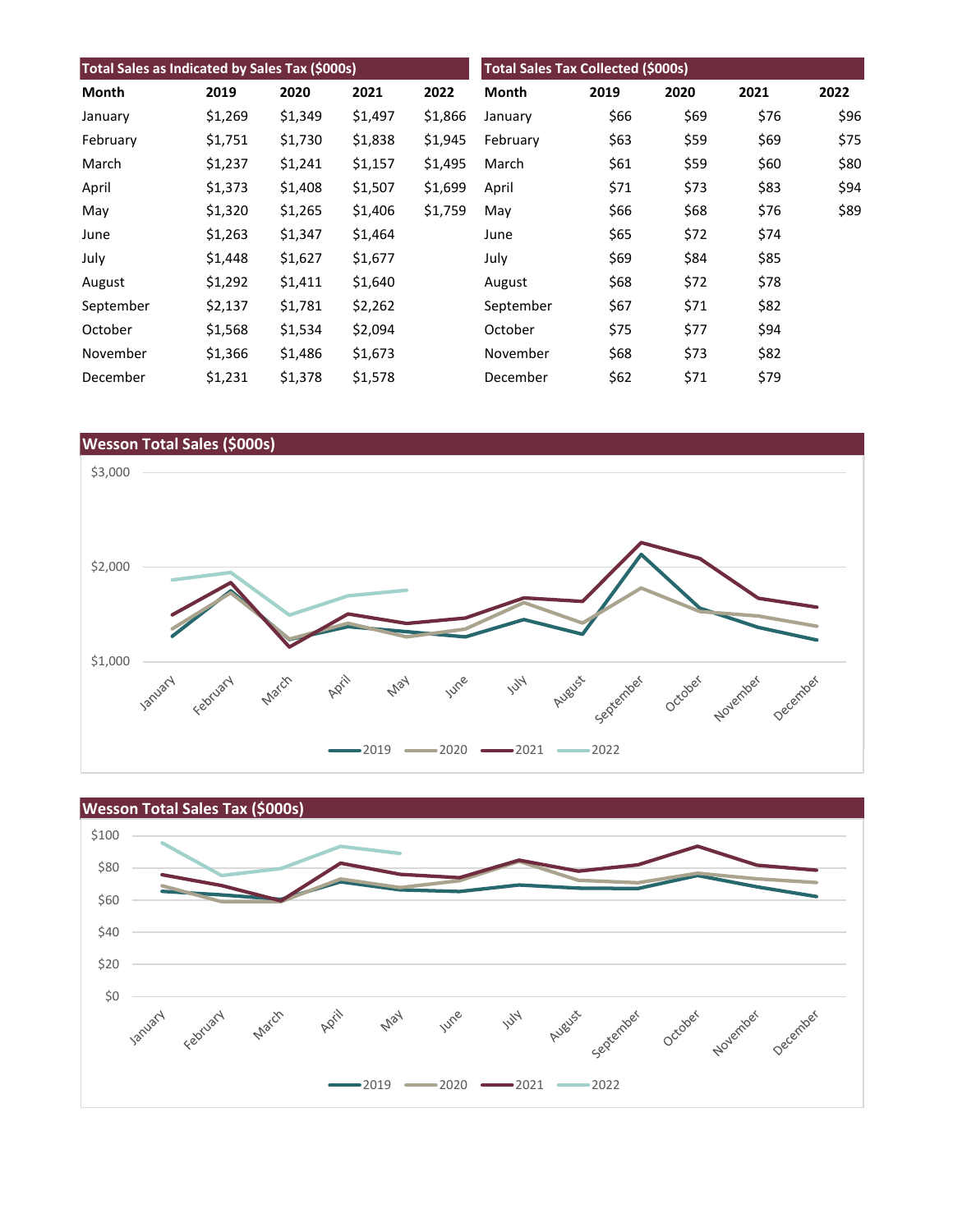| Total Sales as Indicated by Sales Tax ($000s) | | | | |
|---|---|---|---|---|
| Month | 2019 | 2020 | 2021 | 2022 |
| January | $1,269 | $1,349 | $1,497 | $1,866 |
| February | $1,751 | $1,730 | $1,838 | $1,945 |
| March | $1,237 | $1,241 | $1,157 | $1,495 |
| April | $1,373 | $1,408 | $1,507 | $1,699 |
| May | $1,320 | $1,265 | $1,406 | $1,759 |
| June | $1,263 | $1,347 | $1,464 | |
| July | $1,448 | $1,627 | $1,677 | |
| August | $1,292 | $1,411 | $1,640 | |
| September | $2,137 | $1,781 | $2,262 | |
| October | $1,568 | $1,534 | $2,094 | |
| November | $1,366 | $1,486 | $1,673 | |
| December | $1,231 | $1,378 | $1,578 | |

| Total Sales Tax Collected ($000s) | | | | |
|---|---|---|---|---|
| Month | 2019 | 2020 | 2021 | 2022 |
| January | $66 | $69 | $76 | $96 |
| February | $63 | $59 | $69 | $75 |
| March | $61 | $59 | $60 | $80 |
| April | $71 | $73 | $83 | $94 |
| May | $66 | $68 | $76 | $89 |
| June | $65 | $72 | $74 | |
| July | $69 | $84 | $85 | |
| August | $68 | $72 | $78 | |
| September | $67 | $71 | $82 | |
| October | $75 | $77 | $94 | |
| November | $68 | $73 | $82 | |
| December | $62 | $71 | $79 | |

## Wesson Total Sales ($000s)

## Wesson Total Sales Tax ($000s)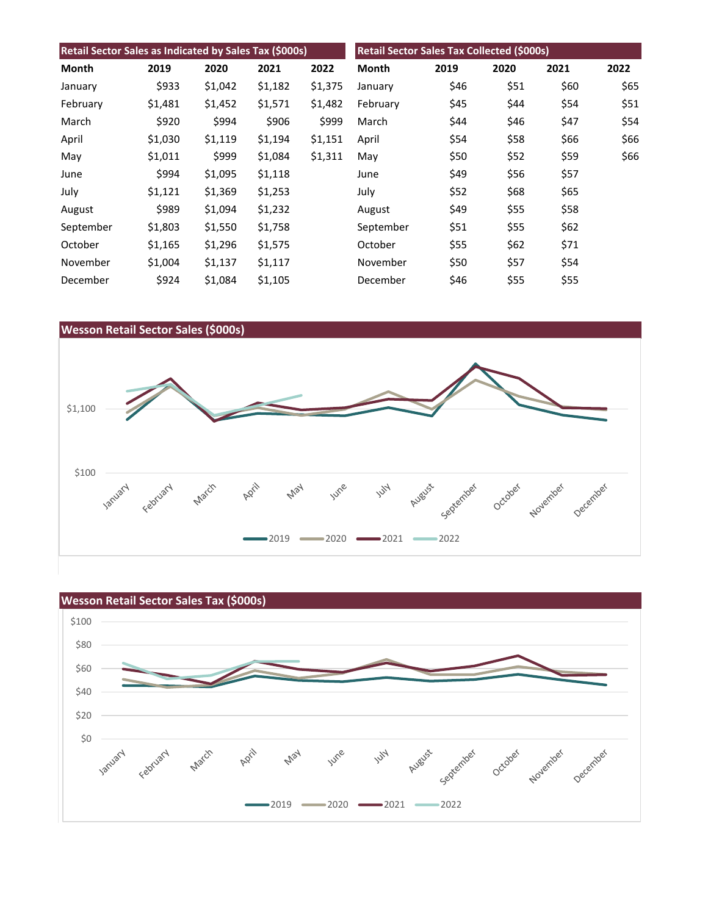## Retail Sector Sales as Indicated by Sales Tax ($000s)

| Month | 2019 | 2020 | 2021 | 2022 |
|---|---|---|---|---|
| January | $933 | $1,042 | $1,182 | $1,375 |
| February | $1,481 | $1,452 | $1,571 | $1,482 |
| March | $920 | $994 | $906 | $999 |
| April | $1,030 | $1,119 | $1,194 | $1,151 |
| May | $1,011 | $999 | $1,084 | $1,311 |
| June | $994 | $1,095 | $1,118 | |
| July | $1,121 | $1,369 | $1,253 | |
| August | $989 | $1,094 | $1,232 | |
| September | $1,803 | $1,550 | $1,758 | |
| October | $1,165 | $1,296 | $1,575 | |
| November | $1,004 | $1,137 | $1,117 | |
| December | $924 | $1,084 | $1,105 | |

## Retail Sector Sales Tax Collected ($000s)

| Month | 2019 | 2020 | 2021 | 2022 |
|---|---|---|---|---|
| January | $46 | $51 | $60 | $65 |
| February | $45 | $44 | $54 | $51 |
| March | $44 | $46 | $47 | $54 |
| April | $54 | $58 | $66 | $66 |
| May | $50 | $52 | $59 | $66 |
| June | $49 | $56 | $57 | |
| July | $52 | $68 | $65 | |
| August | $49 | $55 | $58 | |
| September | $51 | $55 | $62 | |
| October | $55 | $62 | $71 | |
| November | $50 | $57 | $54 | |
| December | $46 | $55 | $55 | |

## Wesson Retail Sector Sales ($000s)

## Wesson Retail Sector Sales Tax ($000s)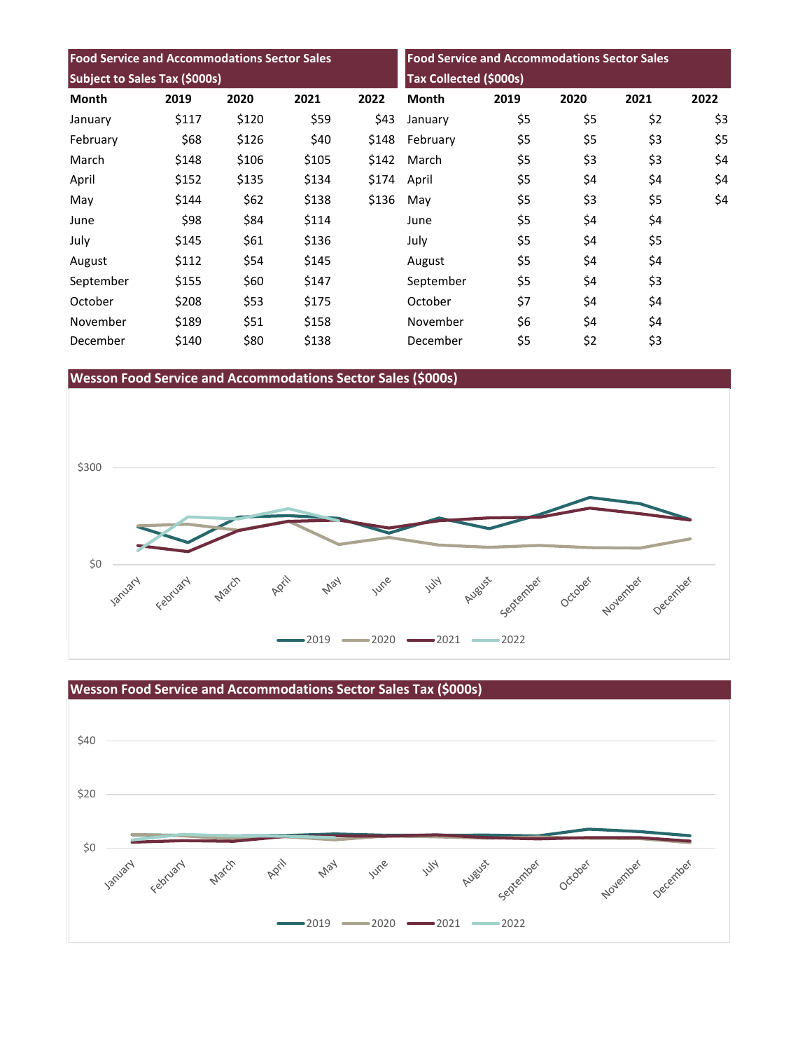| Food Service and Accommodations Sector Sales Subject to Sales Tax ($000s) | | | | |
|---|---|---|---|---|
| Month | 2019 | 2020 | 2021 | 2022 |
| January | $117 | $120 | $59 | $43 |
| February | $68 | $126 | $40 | $148 |
| March | $148 | $106 | $105 | $142 |
| April | $152 | $135 | $134 | $174 |
| May | $144 | $62 | $138 | $136 |
| June | $98 | $84 | $114 | |
| July | $145 | $61 | $136 | |
| August | $112 | $54 | $145 | |
| September | $155 | $60 | $147 | |
| October | $208 | $53 | $175 | |
| November | $189 | $51 | $158 | |
| December | $140 | $80 | $138 | |

| Food Service and Accommodations Sector Sales Tax Collected ($000s) | | | | |
|---|---|---|---|---|
| Month | 2019 | 2020 | 2021 | 2022 |
| January | $5 | $5 | $2 | $3 |
| February | $5 | $5 | $3 | $5 |
| March | $5 | $3 | $3 | $4 |
| April | $5 | $4 | $4 | $4 |
| May | $5 | $3 | $5 | $4 |
| June | $5 | $4 | $4 | |
| July | $5 | $4 | $5 | |
| August | $5 | $4 | $4 | |
| September | $5 | $4 | $3 | |
| October | $7 | $4 | $4 | |
| November | $6 | $4 | $4 | |
| December | $5 | $2 | $3 | |

## Wesson Food Service and Accommodations Sector Sales ($000s)

## Wesson Food Service and Accommodations Sector Sales Tax ($000s)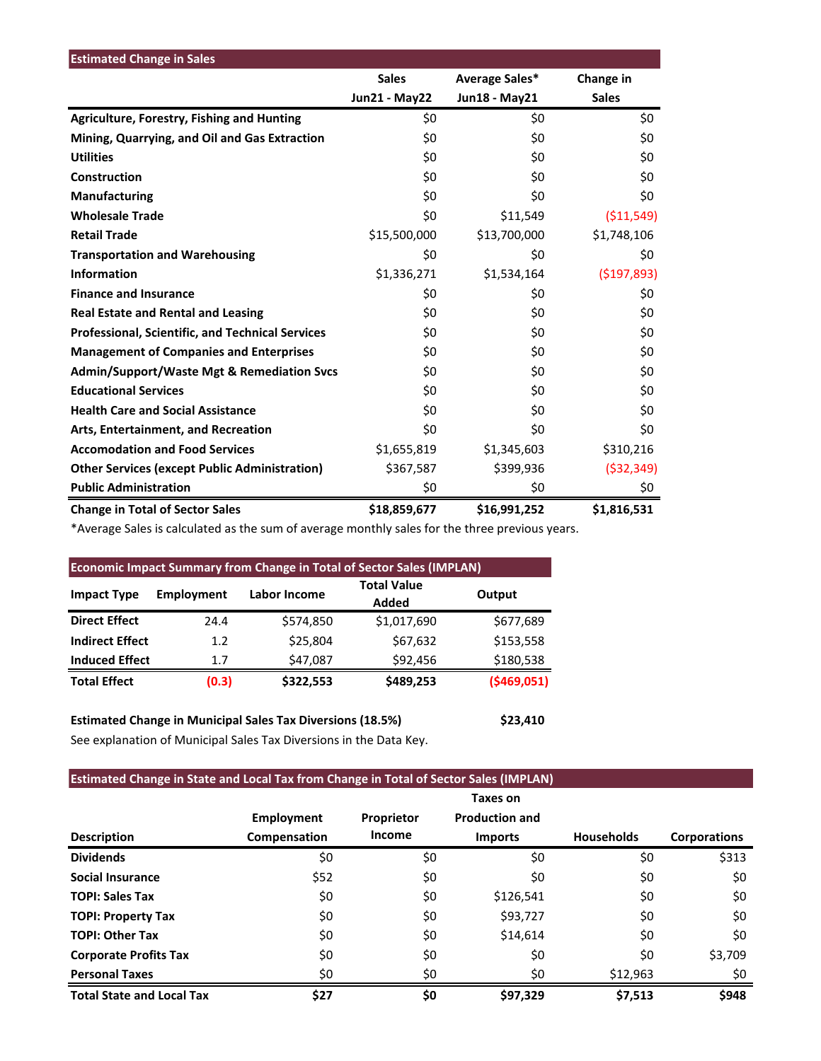## Estimated Change in Sales

| | Sales Jun21 - May22 | Average Sales* Jun18 - May21 | Change in Sales |
|---|---|---|---|
| **Agriculture, Forestry, Fishing and Hunting** | $0 | $0 | $0 |
| **Mining, Quarrying, and Oil and Gas Extraction** | $0 | $0 | $0 |
| **Utilities** | $0 | $0 | $0 |
| **Construction** | $0 | $0 | $0 |
| **Manufacturing** | $0 | $0 | $0 |
| **Wholesale Trade** | $0 | $11,549 | ($11,549) |
| **Retail Trade** | $15,500,000 | $13,700,000 | $1,748,106 |
| **Transportation and Warehousing** | $0 | $0 | $0 |
| **Information** | $1,336,271 | $1,534,164 | ($197,893) |
| **Finance and Insurance** | $0 | $0 | $0 |
| **Real Estate and Rental and Leasing** | $0 | $0 | $0 |
| **Professional, Scientific, and Technical Services** | $0 | $0 | $0 |
| **Management of Companies and Enterprises** | $0 | $0 | $0 |
| **Admin/Support/Waste Mgt & Remediation Svcs** | $0 | $0 | $0 |
| **Educational Services** | $0 | $0 | $0 |
| **Health Care and Social Assistance** | $0 | $0 | $0 |
| **Arts, Entertainment, and Recreation** | $0 | $0 | $0 |
| **Accomodation and Food Services** | $1,655,819 | $1,345,603 | $310,216 |
| **Other Services (except Public Administration)** | $367,587 | $399,936 | ($32,349) |
| **Public Administration** | $0 | $0 | $0 |
| **Change in Total of Sector Sales** | **$18,859,677** | **$16,991,252** | **$1,816,531** |

*Average Sales is calculated as the sum of average monthly sales for the three previous years.

## Economic Impact Summary from Change in Total of Sector Sales (IMPLAN)

| Impact Type | Employment | Labor Income | Total Value Added | Output |
|---|---|---|---|---|
| **Direct Effect** | 24.4 | $574,850 | $1,017,690 | $677,689 |
| **Indirect Effect** | 1.2 | $25,804 | $67,632 | $153,558 |
| **Induced Effect** | 1.7 | $47,087 | $92,456 | $180,538 |
| **Total Effect** | **(0.3)** | **$322,553** | **$489,253** | **($469,051)** |

**Estimated Change in Municipal Sales Tax Diversions (18.5%)** **$23,410**

See explanation of Municipal Sales Tax Diversions in the Data Key.

## Estimated Change in State and Local Tax from Change in Total of Sector Sales (IMPLAN)

| Description | Employment Compensation | Proprietor Income | Taxes on Production and Imports | Households | Corporations |
|---|---|---|---|---|---|
| **Dividends** | $0 | $0 | $0 | $0 | $313 |
| **Social Insurance** | $52 | $0 | $0 | $0 | $0 |
| **TOPI: Sales Tax** | $0 | $0 | $126,541 | $0 | $0 |
| **TOPI: Property Tax** | $0 | $0 | $93,727 | $0 | $0 |
| **TOPI: Other Tax** | $0 | $0 | $14,614 | $0 | $0 |
| **Corporate Profits Tax** | $0 | $0 | $0 | $0 | $3,709 |
| **Personal Taxes** | $0 | $0 | $0 | $12,963 | $0 |
| **Total State and Local Tax** | **$27** | **$0** | **$97,329** | **$7,513** | **$948** |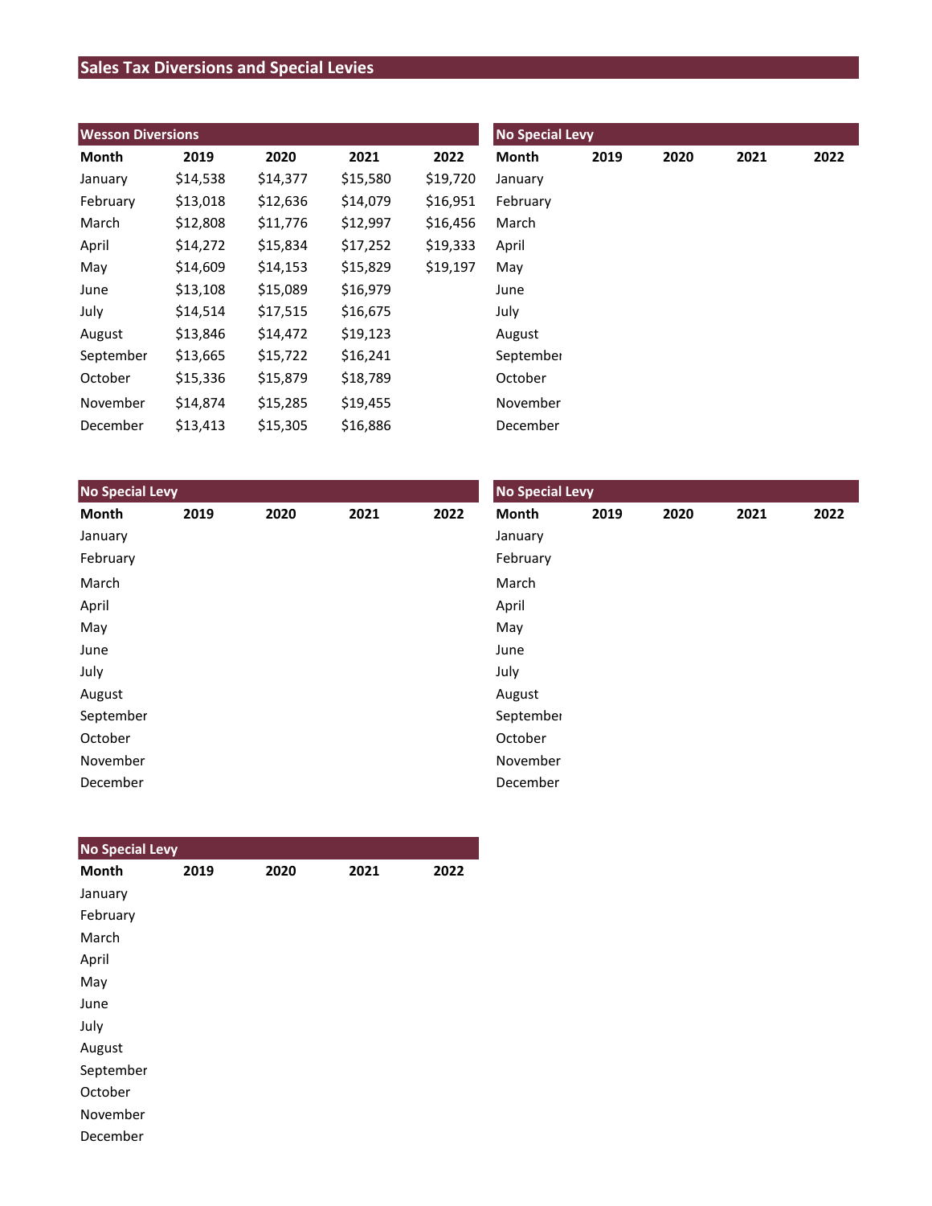# Sales Tax Diversions and Special Levies

| Wesson Diversions | | | | |
|---|---|---|---|---|
| **Month** | **2019** | **2020** | **2021** | **2022** |
| January | $14,538 | $14,377 | $15,580 | $19,720 |
| February | $13,018 | $12,636 | $14,079 | $16,951 |
| March | $12,808 | $11,776 | $12,997 | $16,456 |
| April | $14,272 | $15,834 | $17,252 | $19,333 |
| May | $14,609 | $14,153 | $15,829 | $19,197 |
| June | $13,108 | $15,089 | $16,979 | |
| July | $14,514 | $17,515 | $16,675 | |
| August | $13,846 | $14,472 | $19,123 | |
| September | $13,665 | $15,722 | $16,241 | |
| October | $15,336 | $15,879 | $18,789 | |
| November | $14,874 | $15,285 | $19,455 | |
| December | $13,413 | $15,305 | $16,886 | |

| No Special Levy | | | | |
|---|---|---|---|---|
| **Month** | **2019** | **2020** | **2021** | **2022** |
| January | | | | |
| February | | | | |
| March | | | | |
| April | | | | |
| May | | | | |
| June | | | | |
| July | | | | |
| August | | | | |
| September | | | | |
| October | | | | |
| November | | | | |
| December | | | | |

| No Special Levy | | | | |
|---|---|---|---|---|
| **Month** | **2019** | **2020** | **2021** | **2022** |
| January | | | | |
| February | | | | |
| March | | | | |
| April | | | | |
| May | | | | |
| June | | | | |
| July | | | | |
| August | | | | |
| September | | | | |
| October | | | | |
| November | | | | |
| December | | | | |

| No Special Levy | | | | |
|---|---|---|---|---|
| **Month** | **2019** | **2020** | **2021** | **2022** |
| January | | | | |
| February | | | | |
| March | | | | |
| April | | | | |
| May | | | | |
| June | | | | |
| July | | | | |
| August | | | | |
| September | | | | |
| October | | | | |
| November | | | | |
| December | | | | |

| No Special Levy | | | | |
|---|---|---|---|---|
| **Month** | **2019** | **2020** | **2021** | **2022** |
| January | | | | |
| February | | | | |
| March | | | | |
| April | | | | |
| May | | | | |
| June | | | | |
| July | | | | |
| August | | | | |
| September | | | | |
| October | | | | |
| November | | | | |
| December | | | | |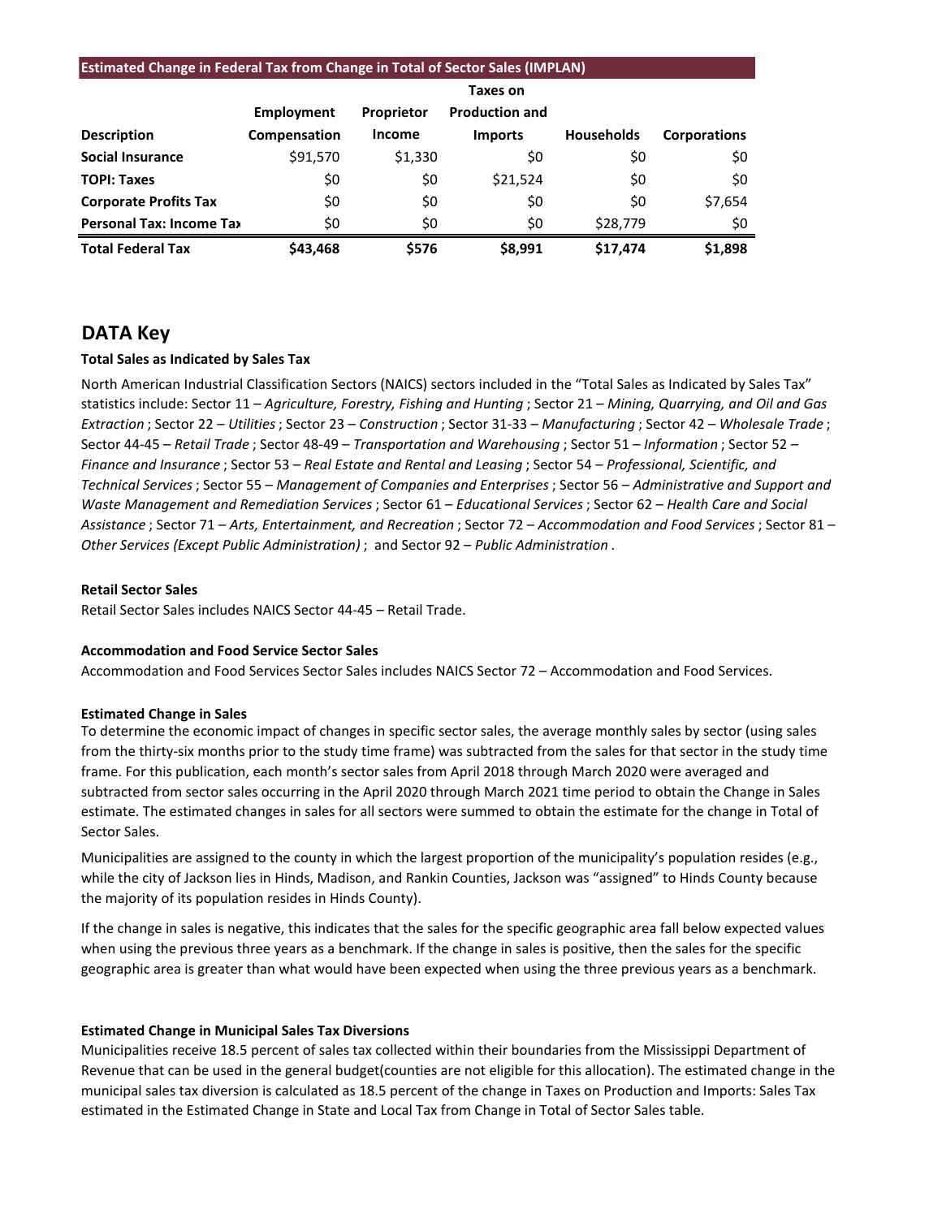| Estimated Change in Federal Tax from Change in Total of Sector Sales (IMPLAN) | | | | | |
|---|---|---|---|---|---|
| Description | Employment Compensation | Proprietor Income | Taxes on Production and Imports | Households | Corporations |
| **Social Insurance** | $91,570 | $1,330 | $0 | $0 | $0 |
| **TOPI: Taxes** | $0 | $0 | $21,524 | $0 | $0 |
| **Corporate Profits Tax** | $0 | $0 | $0 | $0 | $7,654 |
| **Personal Tax: Income Tax** | $0 | $0 | $0 | $28,779 | $0 |
| **Total Federal Tax** | **$43,468** | **$576** | **$8,991** | **$17,474** | **$1,898** |

## DATA Key

**Total Sales as Indicated by Sales Tax**

North American Industrial Classification Sectors (NAICS) sectors included in the "Total Sales as Indicated by Sales Tax" statistics include: Sector 11 – *Agriculture, Forestry, Fishing and Hunting* ; Sector 21 – *Mining, Quarrying, and Oil and Gas Extraction* ; Sector 22 – *Utilities* ; Sector 23 – *Construction* ; Sector 31-33 – *Manufacturing* ; Sector 42 – *Wholesale Trade* ; Sector 44-45 – *Retail Trade* ; Sector 48-49 – *Transportation and Warehousing* ; Sector 51 – *Information* ; Sector 52 – *Finance and Insurance* ; Sector 53 – *Real Estate and Rental and Leasing* ; Sector 54 – *Professional, Scientific, and Technical Services* ; Sector 55 – *Management of Companies and Enterprises* ; Sector 56 – *Administrative and Support and Waste Management and Remediation Services* ; Sector 61 – *Educational Services* ; Sector 62 – *Health Care and Social Assistance* ; Sector 71 – *Arts, Entertainment, and Recreation* ; Sector 72 – *Accommodation and Food Services* ; Sector 81 – *Other Services (Except Public Administration)* ; and Sector 92 – *Public Administration* .

**Retail Sector Sales**

Retail Sector Sales includes NAICS Sector 44-45 – Retail Trade.

**Accommodation and Food Service Sector Sales**

Accommodation and Food Services Sector Sales includes NAICS Sector 72 – Accommodation and Food Services.

**Estimated Change in Sales**

To determine the economic impact of changes in specific sector sales, the average monthly sales by sector (using sales from the thirty-six months prior to the study time frame) was subtracted from the sales for that sector in the study time frame. For this publication, each month's sector sales from April 2018 through March 2020 were averaged and subtracted from sector sales occurring in the April 2020 through March 2021 time period to obtain the Change in Sales estimate. The estimated changes in sales for all sectors were summed to obtain the estimate for the change in Total of Sector Sales.

Municipalities are assigned to the county in which the largest proportion of the municipality's population resides (e.g., while the city of Jackson lies in Hinds, Madison, and Rankin Counties, Jackson was "assigned" to Hinds County because the majority of its population resides in Hinds County).

If the change in sales is negative, this indicates that the sales for the specific geographic area fall below expected values when using the previous three years as a benchmark. If the change in sales is positive, then the sales for the specific geographic area is greater than what would have been expected when using the three previous years as a benchmark.

**Estimated Change in Municipal Sales Tax Diversions**

Municipalities receive 18.5 percent of sales tax collected within their boundaries from the Mississippi Department of Revenue that can be used in the general budget(counties are not eligible for this allocation). The estimated change in the municipal sales tax diversion is calculated as 18.5 percent of the change in Taxes on Production and Imports: Sales Tax estimated in the Estimated Change in State and Local Tax from Change in Total of Sector Sales table.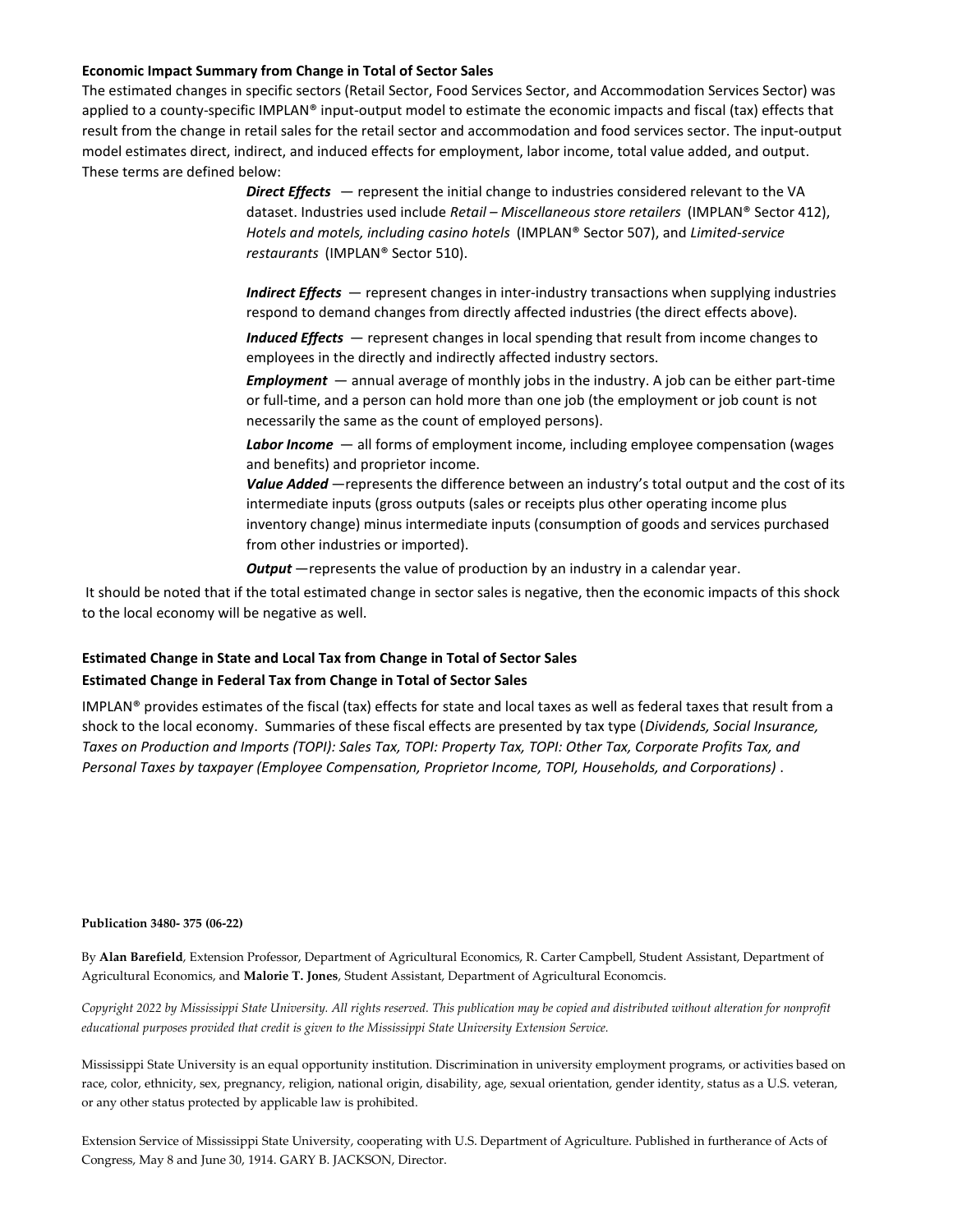**Economic Impact Summary from Change in Total of Sector Sales**

The estimated changes in specific sectors (Retail Sector, Food Services Sector, and Accommodation Services Sector) was applied to a county-specific IMPLAN® input-output model to estimate the economic impacts and fiscal (tax) effects that result from the change in retail sales for the retail sector and accommodation and food services sector. The input-output model estimates direct, indirect, and induced effects for employment, labor income, total value added, and output. These terms are defined below:

***Direct Effects*** — represent the initial change to industries considered relevant to the VA dataset. Industries used include *Retail – Miscellaneous store retailers* (IMPLAN® Sector 412), *Hotels and motels, including casino hotels* (IMPLAN® Sector 507), and *Limited-service restaurants* (IMPLAN® Sector 510).

***Indirect Effects*** — represent changes in inter-industry transactions when supplying industries respond to demand changes from directly affected industries (the direct effects above).

***Induced Effects*** — represent changes in local spending that result from income changes to employees in the directly and indirectly affected industry sectors.

***Employment*** — annual average of monthly jobs in the industry. A job can be either part-time or full-time, and a person can hold more than one job (the employment or job count is not necessarily the same as the count of employed persons).

***Labor Income*** — all forms of employment income, including employee compensation (wages and benefits) and proprietor income.

***Value Added*** —represents the difference between an industry's total output and the cost of its intermediate inputs (gross outputs (sales or receipts plus other operating income plus inventory change) minus intermediate inputs (consumption of goods and services purchased from other industries or imported).

***Output*** —represents the value of production by an industry in a calendar year.

It should be noted that if the total estimated change in sector sales is negative, then the economic impacts of this shock to the local economy will be negative as well.

**Estimated Change in State and Local Tax from Change in Total of Sector Sales**

**Estimated Change in Federal Tax from Change in Total of Sector Sales**

IMPLAN® provides estimates of the fiscal (tax) effects for state and local taxes as well as federal taxes that result from a shock to the local economy. Summaries of these fiscal effects are presented by tax type (*Dividends, Social Insurance, Taxes on Production and Imports (TOPI): Sales Tax, TOPI: Property Tax, TOPI: Other Tax, Corporate Profits Tax, and Personal Taxes by taxpayer (Employee Compensation, Proprietor Income, TOPI, Households, and Corporations)* .

**Publication 3480- 375 (06-22)**

By **Alan Barefield**, Extension Professor, Department of Agricultural Economics, R. Carter Campbell, Student Assistant, Department of Agricultural Economics, and **Malorie T. Jones**, Student Assistant, Department of Agricultural Economcis.

*Copyright 2022 by Mississippi State University. All rights reserved. This publication may be copied and distributed without alteration for nonprofit educational purposes provided that credit is given to the Mississippi State University Extension Service.*

Mississippi State University is an equal opportunity institution. Discrimination in university employment programs, or activities based on race, color, ethnicity, sex, pregnancy, religion, national origin, disability, age, sexual orientation, gender identity, status as a U.S. veteran, or any other status protected by applicable law is prohibited.

Extension Service of Mississippi State University, cooperating with U.S. Department of Agriculture. Published in furtherance of Acts of Congress, May 8 and June 30, 1914. GARY B. JACKSON, Director.